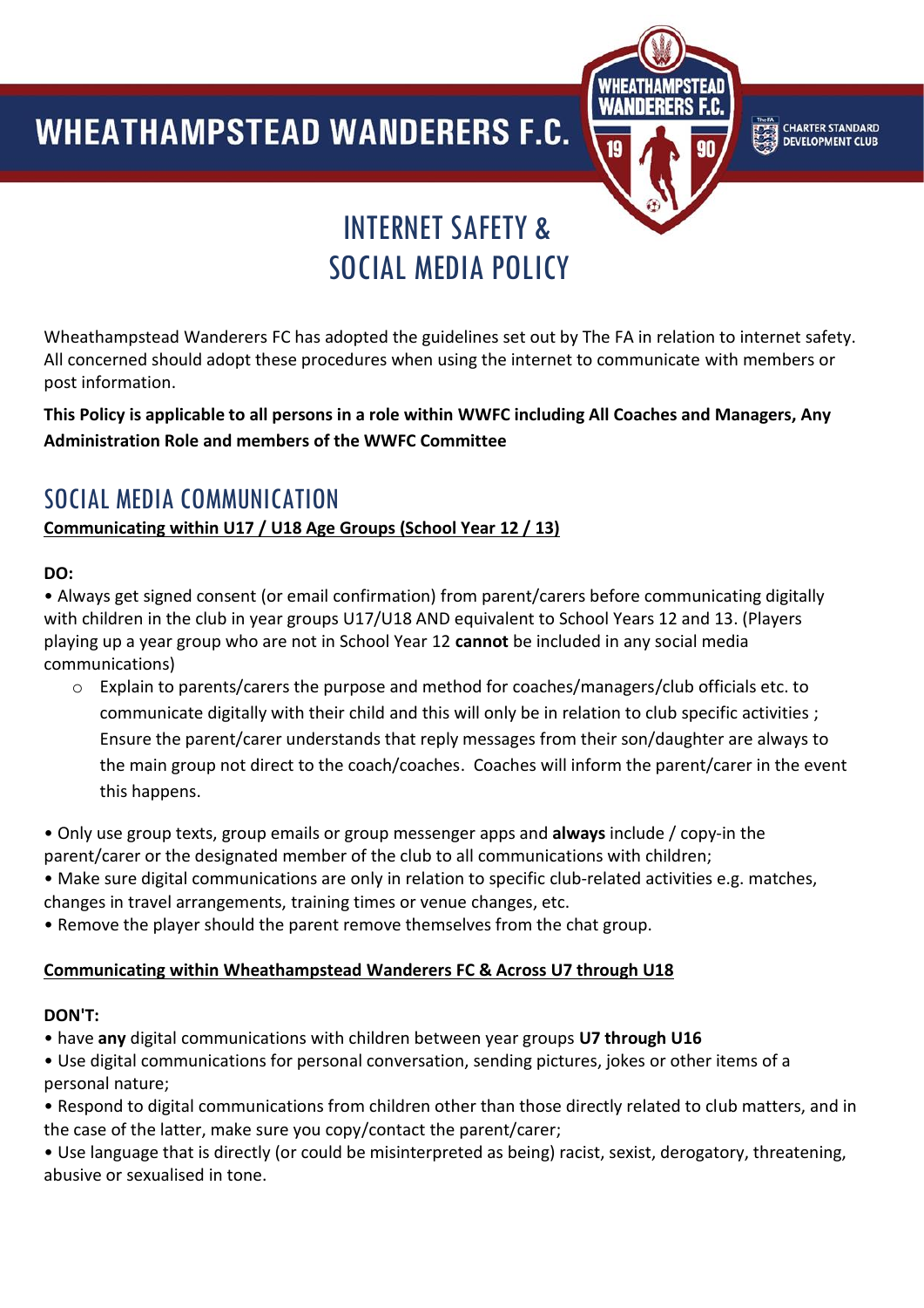# WHEATHAMPSTEAD WANDERERS F.C.

CHARTER STANDARD DEVELOPMENT CLUB

# INTERNET SAFETY & SOCIAL MEDIA POLICY

Wheathampstead Wanderers FC has adopted the guidelines set out by The FA in relation to internet safety. All concerned should adopt these procedures when using the internet to communicate with members or post information.

**This Policy is applicable to all persons in a role within WWFC including All Coaches and Managers, Any Administration Role and members of the WWFC Committee**

## SOCIAL MEDIA COMMUNICATION

**Communicating within U17 / U18 Age Groups (School Year 12 / 13)**

**DO:**

- Always get signed consent (or email confirmation) from parent/carers before communicating digitally with children in the club in year groups U17/U18 AND equivalent to School Years 12 and 13. (Players playing up a year group who are not in School Year 12 **cannot** be included in any social media communications)
    - Explain to parents/carers the purpose and method for coaches/managers/club officials etc. to communicate digitally with their child and this will only be in relation to club specific activities ; Ensure the parent/carer understands that reply messages from their son/daughter are always to the main group not direct to the coach/coaches. Coaches will inform the parent/carer in the event this happens.
- Only use group texts, group emails or group messenger apps and **always** include / copy-in the parent/carer or the designated member of the club to all communications with children;
- Make sure digital communications are only in relation to specific club-related activities e.g. matches, changes in travel arrangements, training times or venue changes, etc.
- Remove the player should the parent remove themselves from the chat group.

**Communicating within Wheathampstead Wanderers FC & Across U7 through U18**

**DON'T:**

- have **any** digital communications with children between year groups **U7 through U16**
- Use digital communications for personal conversation, sending pictures, jokes or other items of a personal nature;
- Respond to digital communications from children other than those directly related to club matters, and in the case of the latter, make sure you copy/contact the parent/carer;
- Use language that is directly (or could be misinterpreted as being) racist, sexist, derogatory, threatening, abusive or sexualised in tone.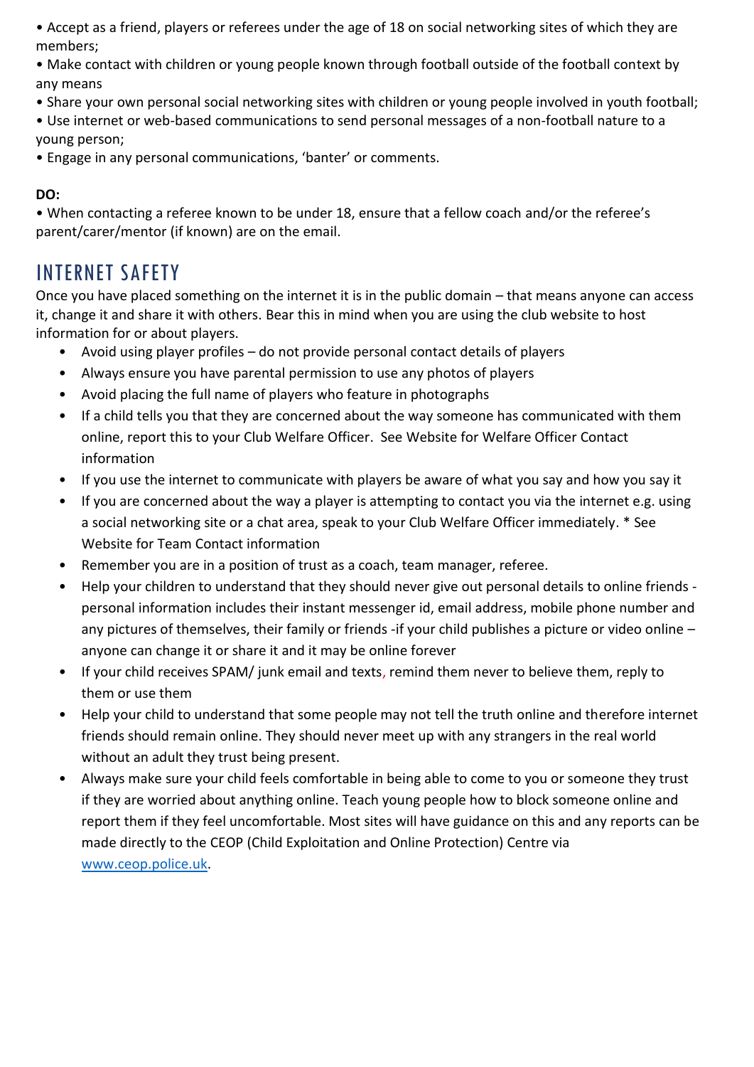- Accept as a friend, players or referees under the age of 18 on social networking sites of which they are members;
- Make contact with children or young people known through football outside of the football context by any means
- Share your own personal social networking sites with children or young people involved in youth football;
- Use internet or web-based communications to send personal messages of a non-football nature to a young person;
- Engage in any personal communications, 'banter' or comments.

**DO:**

- When contacting a referee known to be under 18, ensure that a fellow coach and/or the referee's parent/carer/mentor (if known) are on the email.

## INTERNET SAFETY

Once you have placed something on the internet it is in the public domain – that means anyone can access it, change it and share it with others. Bear this in mind when you are using the club website to host information for or about players.

- Avoid using player profiles – do not provide personal contact details of players
- Always ensure you have parental permission to use any photos of players
- Avoid placing the full name of players who feature in photographs
- If a child tells you that they are concerned about the way someone has communicated with them online, report this to your Club Welfare Officer. See Website for Welfare Officer Contact information
- If you use the internet to communicate with players be aware of what you say and how you say it
- If you are concerned about the way a player is attempting to contact you via the internet e.g. using a social networking site or a chat area, speak to your Club Welfare Officer immediately. * See Website for Team Contact information
- Remember you are in a position of trust as a coach, team manager, referee.
- Help your children to understand that they should never give out personal details to online friends - personal information includes their instant messenger id, email address, mobile phone number and any pictures of themselves, their family or friends -if your child publishes a picture or video online – anyone can change it or share it and it may be online forever
- If your child receives SPAM/ junk email and texts, remind them never to believe them, reply to them or use them
- Help your child to understand that some people may not tell the truth online and therefore internet friends should remain online. They should never meet up with any strangers in the real world without an adult they trust being present.
- Always make sure your child feels comfortable in being able to come to you or someone they trust if they are worried about anything online. Teach young people how to block someone online and report them if they feel uncomfortable. Most sites will have guidance on this and any reports can be made directly to the CEOP (Child Exploitation and Online Protection) Centre via [www.ceop.police.uk](http://www.ceop.police.uk).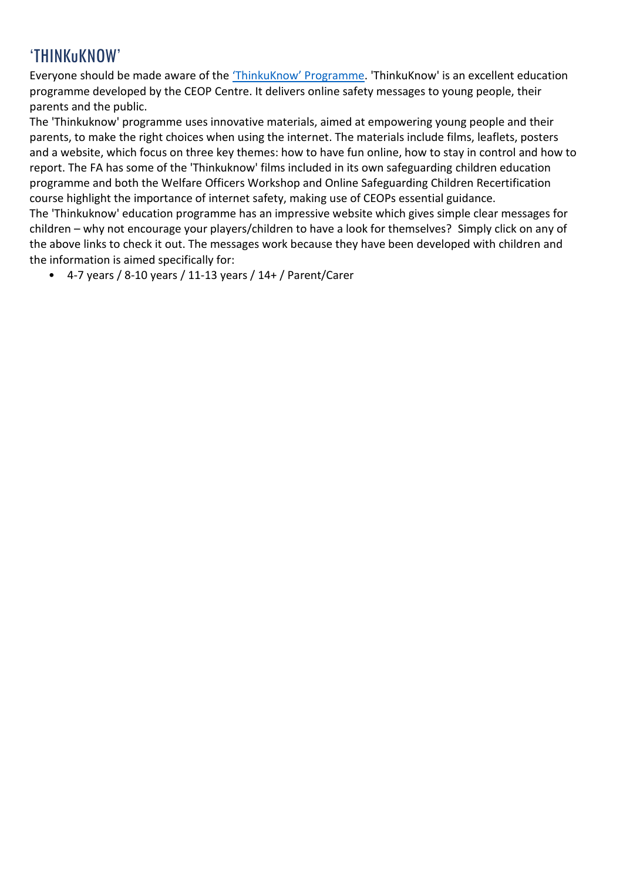## 'THINKuKNOW'

Everyone should be made aware of the 'ThinkuKnow' Programme. 'ThinkuKnow' is an excellent education programme developed by the CEOP Centre. It delivers online safety messages to young people, their parents and the public.

The 'Thinkuknow' programme uses innovative materials, aimed at empowering young people and their parents, to make the right choices when using the internet. The materials include films, leaflets, posters and a website, which focus on three key themes: how to have fun online, how to stay in control and how to report. The FA has some of the 'Thinkuknow' films included in its own safeguarding children education programme and both the Welfare Officers Workshop and Online Safeguarding Children Recertification course highlight the importance of internet safety, making use of CEOPs essential guidance.

The 'Thinkuknow' education programme has an impressive website which gives simple clear messages for children – why not encourage your players/children to have a look for themselves? Simply click on any of the above links to check it out. The messages work because they have been developed with children and the information is aimed specifically for:

- 4-7 years / 8-10 years / 11-13 years / 14+ / Parent/Carer